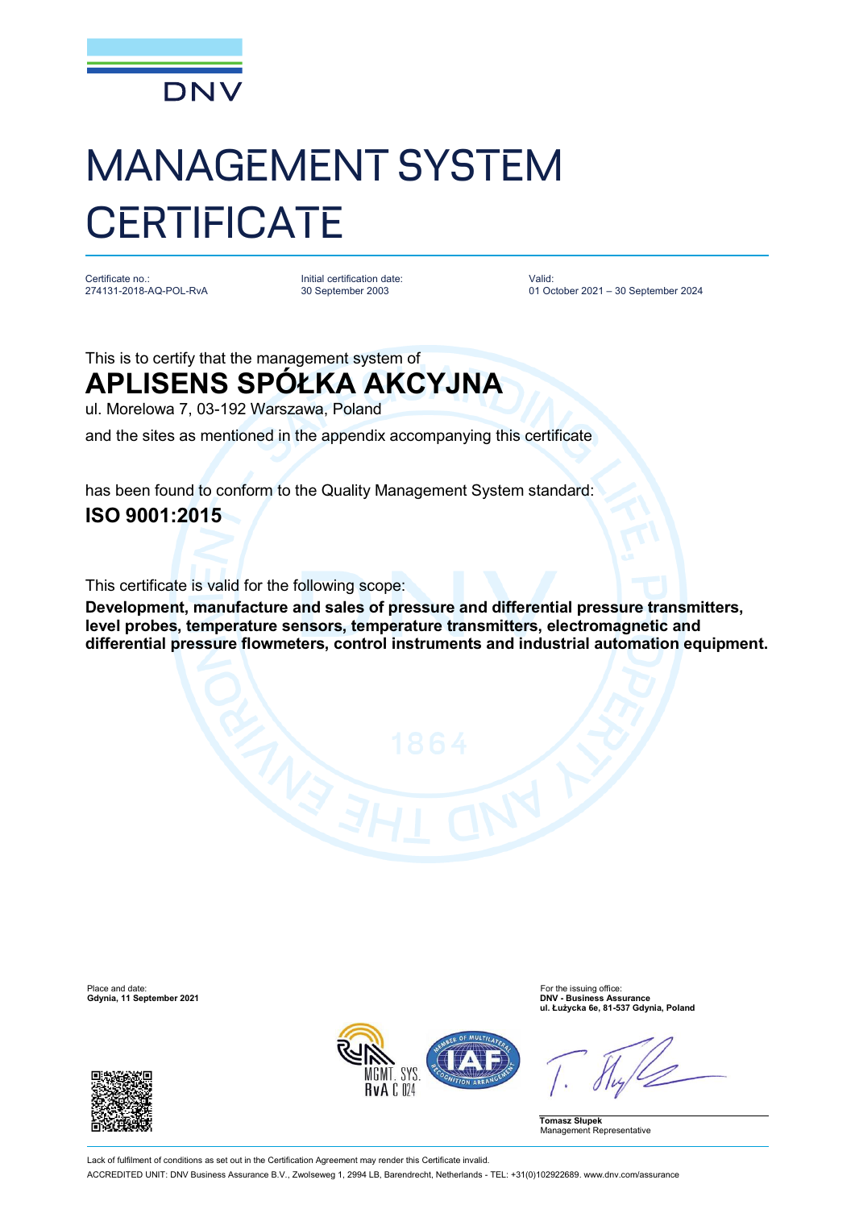DNV

# MANAGEMENT SYSTEM CERTIFICATE

Certificate no.:
274131-2018-AQ-POL-RvA

Initial certification date:
30 September 2003

Valid:
01 October 2021 – 30 September 2024

This is to certify that the management system of

## APLISENS SPÓŁKA AKCYJNA

ul. Morelowa 7, 03-192 Warszawa, Poland

and the sites as mentioned in the appendix accompanying this certificate

has been found to conform to the Quality Management System standard:

**ISO 9001:2015**

This certificate is valid for the following scope:

**Development, manufacture and sales of pressure and differential pressure transmitters, level probes, temperature sensors, temperature transmitters, electromagnetic and differential pressure flowmeters, control instruments and industrial automation equipment.**

Place and date:
**Gdynia, 11 September 2021**

For the issuing office:
**DNV - Business Assurance**
**ul. Łużycka 6e, 81-537 Gdynia, Poland**

MGMT. SYS.
RvA C 024

**Tomasz Słupek**
Management Representative

Lack of fulfilment of conditions as set out in the Certification Agreement may render this Certificate invalid.

ACCREDITED UNIT: DNV Business Assurance B.V., Zwolseweg 1, 2994 LB, Barendrecht, Netherlands - TEL: +31(0)102922689. www.dnv.com/assurance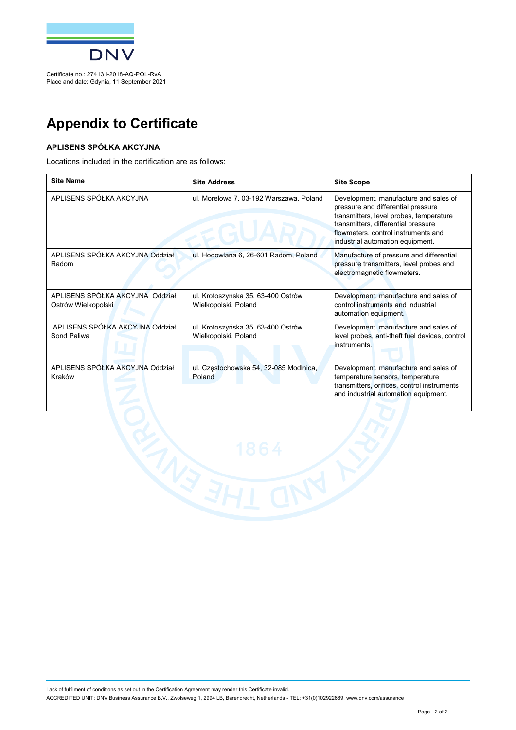Certificate no.: 274131-2018-AQ-POL-RvA
Place and date: Gdynia, 11 September 2021

# Appendix to Certificate

### APLISENS SPÓŁKA AKCYJNA

Locations included in the certification are as follows:

| Site Name | Site Address | Site Scope |
|---|---|---|
| APLISENS SPÓŁKA AKCYJNA | ul. Morelowa 7, 03-192 Warszawa, Poland | Development, manufacture and sales of pressure and differential pressure transmitters, level probes, temperature transmitters, differential pressure flowmeters, control instruments and industrial automation equipment. |
| APLISENS SPÓŁKA AKCYJNA Oddział Radom | ul. Hodowlana 6, 26-601 Radom, Poland | Manufacture of pressure and differential pressure transmitters, level probes and electromagnetic flowmeters. |
| APLISENS SPÓŁKA AKCYJNA Oddział Ostrów Wielkopolski | ul. Krotoszyńska 35, 63-400 Ostrów Wielkopolski, Poland | Development, manufacture and sales of control instruments and industrial automation equipment. |
| APLISENS SPÓŁKA AKCYJNA Oddział Sond Paliwa | ul. Krotoszyńska 35, 63-400 Ostrów Wielkopolski, Poland | Development, manufacture and sales of level probes, anti-theft fuel devices, control instruments. |
| APLISENS SPÓŁKA AKCYJNA Oddział Kraków | ul. Częstochowska 54, 32-085 Modlnica, Poland | Development, manufacture and sales of temperature sensors, temperature transmitters, orifices, control instruments and industrial automation equipment. |

Lack of fulfilment of conditions as set out in the Certification Agreement may render this Certificate invalid.
ACCREDITED UNIT: DNV Business Assurance B.V., Zwolseweg 1, 2994 LB, Barendrecht, Netherlands - TEL: +31(0)102922689. www.dnv.com/assurance